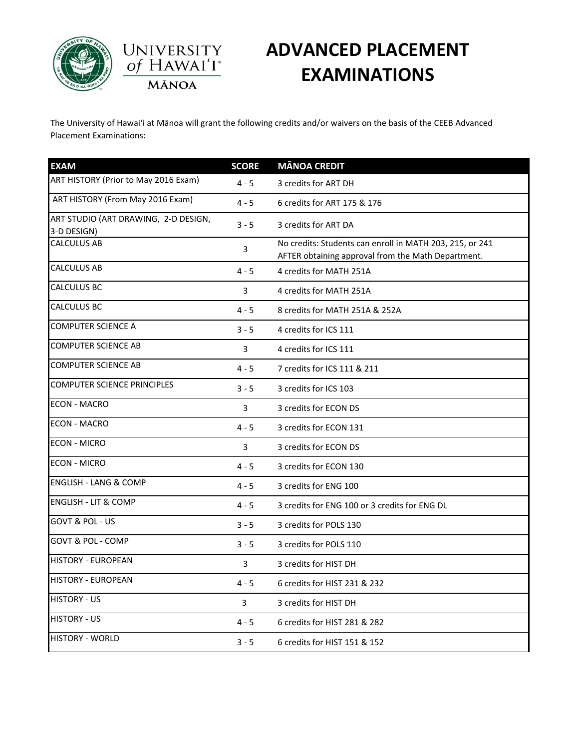# ADVANCED PLACEMENT EXAMINATIONS

The University of Hawaiʻi at Mānoa will grant the following credits and/or waivers on the basis of the CEEB Advanced Placement Examinations:

| EXAM | SCORE | MĀNOA CREDIT |
|---|---|---|
| ART HISTORY (Prior to May 2016 Exam) | 4 - 5 | 3 credits for ART DH |
| ART HISTORY (From May 2016 Exam) | 4 - 5 | 6 credits for ART 175 & 176 |
| ART STUDIO (ART DRAWING, 2-D DESIGN, 3-D DESIGN) | 3 - 5 | 3 credits for ART DA |
| CALCULUS AB | 3 | No credits: Students can enroll in MATH 203, 215, or 241 AFTER obtaining approval from the Math Department. |
| CALCULUS AB | 4 - 5 | 4 credits for MATH 251A |
| CALCULUS BC | 3 | 4 credits for MATH 251A |
| CALCULUS BC | 4 - 5 | 8 credits for MATH 251A & 252A |
| COMPUTER SCIENCE A | 3 - 5 | 4 credits for ICS 111 |
| COMPUTER SCIENCE AB | 3 | 4 credits for ICS 111 |
| COMPUTER SCIENCE AB | 4 - 5 | 7 credits for ICS 111 & 211 |
| COMPUTER SCIENCE PRINCIPLES | 3 - 5 | 3 credits for ICS 103 |
| ECON - MACRO | 3 | 3 credits for ECON DS |
| ECON - MACRO | 4 - 5 | 3 credits for ECON 131 |
| ECON - MICRO | 3 | 3 credits for ECON DS |
| ECON - MICRO | 4 - 5 | 3 credits for ECON 130 |
| ENGLISH - LANG & COMP | 4 - 5 | 3 credits for ENG 100 |
| ENGLISH - LIT & COMP | 4 - 5 | 3 credits for ENG 100 or 3 credits for ENG DL |
| GOVT & POL - US | 3 - 5 | 3 credits for POLS 130 |
| GOVT & POL - COMP | 3 - 5 | 3 credits for POLS 110 |
| HISTORY - EUROPEAN | 3 | 3 credits for HIST DH |
| HISTORY - EUROPEAN | 4 - 5 | 6 credits for HIST 231 & 232 |
| HISTORY - US | 3 | 3 credits for HIST DH |
| HISTORY - US | 4 - 5 | 6 credits for HIST 281 & 282 |
| HISTORY - WORLD | 3 - 5 | 6 credits for HIST 151 & 152 |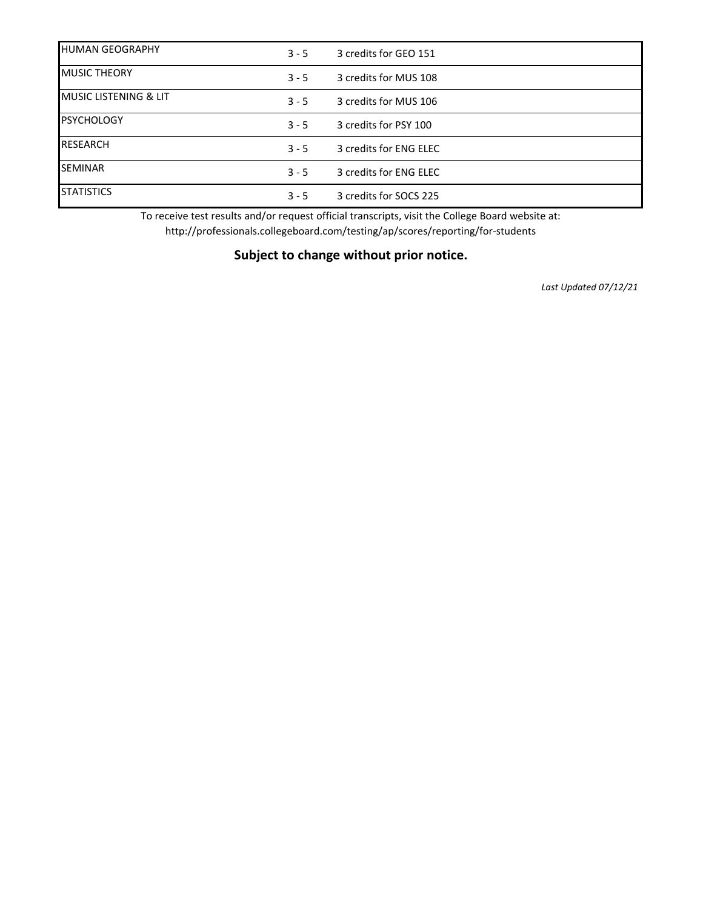| | | |
|---|---|---|
| HUMAN GEOGRAPHY | 3 - 5 | 3 credits for GEO 151 |
| MUSIC THEORY | 3 - 5 | 3 credits for MUS 108 |
| MUSIC LISTENING & LIT | 3 - 5 | 3 credits for MUS 106 |
| PSYCHOLOGY | 3 - 5 | 3 credits for PSY 100 |
| RESEARCH | 3 - 5 | 3 credits for ENG ELEC |
| SEMINAR | 3 - 5 | 3 credits for ENG ELEC |
| STATISTICS | 3 - 5 | 3 credits for SOCS 225 |

To receive test results and/or request official transcripts, visit the College Board website at:
http://professionals.collegeboard.com/testing/ap/scores/reporting/for-students

**Subject to change without prior notice.**

*Last Updated 07/12/21*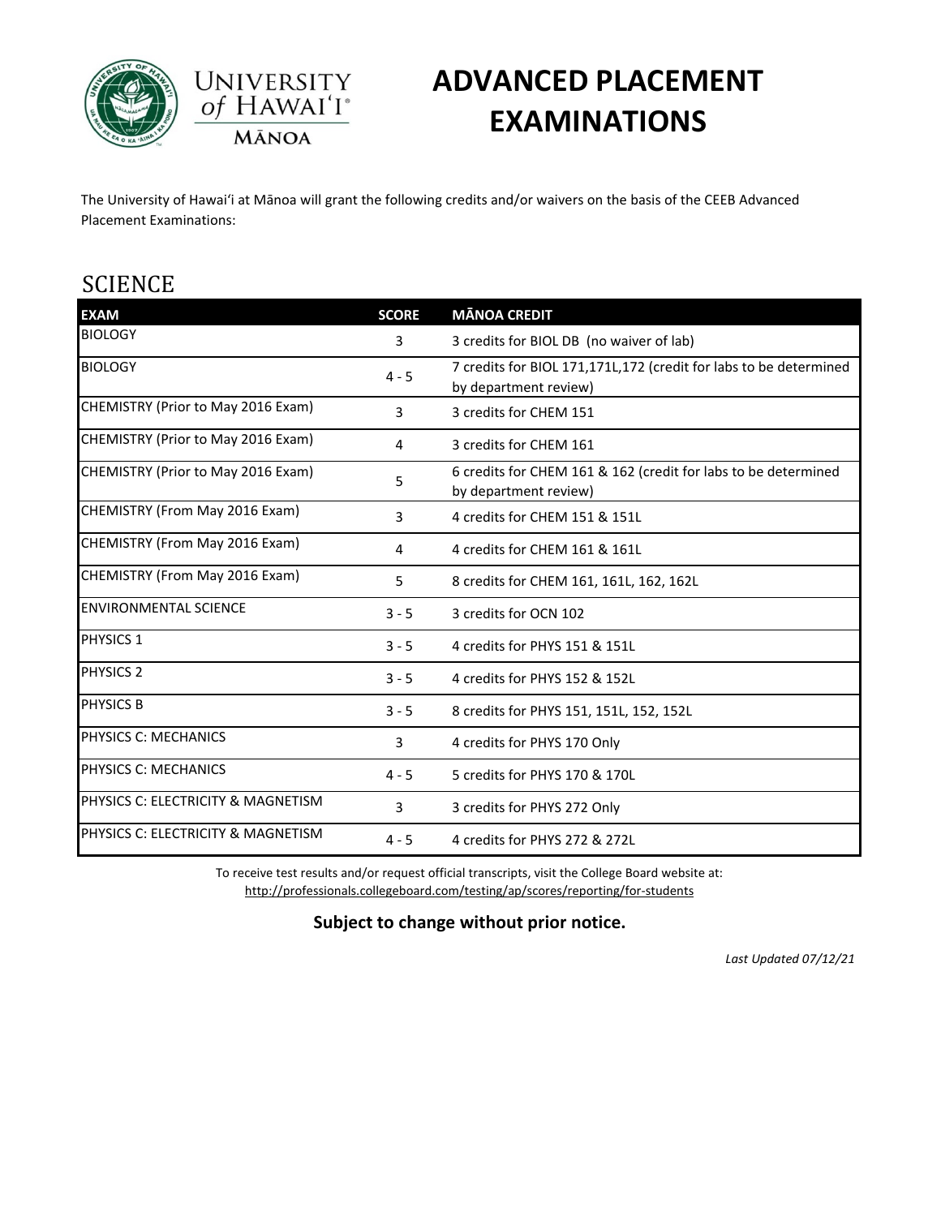# ADVANCED PLACEMENT EXAMINATIONS

The University of Hawaiʻi at Mānoa will grant the following credits and/or waivers on the basis of the CEEB Advanced Placement Examinations:

## SCIENCE

| EXAM | SCORE | MĀNOA CREDIT |
| --- | --- | --- |
| BIOLOGY | 3 | 3 credits for BIOL DB (no waiver of lab) |
| BIOLOGY | 4 - 5 | 7 credits for BIOL 171,171L,172 (credit for labs to be determined by department review) |
| CHEMISTRY (Prior to May 2016 Exam) | 3 | 3 credits for CHEM 151 |
| CHEMISTRY (Prior to May 2016 Exam) | 4 | 3 credits for CHEM 161 |
| CHEMISTRY (Prior to May 2016 Exam) | 5 | 6 credits for CHEM 161 & 162 (credit for labs to be determined by department review) |
| CHEMISTRY (From May 2016 Exam) | 3 | 4 credits for CHEM 151 & 151L |
| CHEMISTRY (From May 2016 Exam) | 4 | 4 credits for CHEM 161 & 161L |
| CHEMISTRY (From May 2016 Exam) | 5 | 8 credits for CHEM 161, 161L, 162, 162L |
| ENVIRONMENTAL SCIENCE | 3 - 5 | 3 credits for OCN 102 |
| PHYSICS 1 | 3 - 5 | 4 credits for PHYS 151 & 151L |
| PHYSICS 2 | 3 - 5 | 4 credits for PHYS 152 & 152L |
| PHYSICS B | 3 - 5 | 8 credits for PHYS 151, 151L, 152, 152L |
| PHYSICS C: MECHANICS | 3 | 4 credits for PHYS 170 Only |
| PHYSICS C: MECHANICS | 4 - 5 | 5 credits for PHYS 170 & 170L |
| PHYSICS C: ELECTRICITY & MAGNETISM | 3 | 3 credits for PHYS 272 Only |
| PHYSICS C: ELECTRICITY & MAGNETISM | 4 - 5 | 4 credits for PHYS 272 & 272L |

To receive test results and/or request official transcripts, visit the College Board website at:
http://professionals.collegeboard.com/testing/ap/scores/reporting/for-students

**Subject to change without prior notice.**

*Last Updated 07/12/21*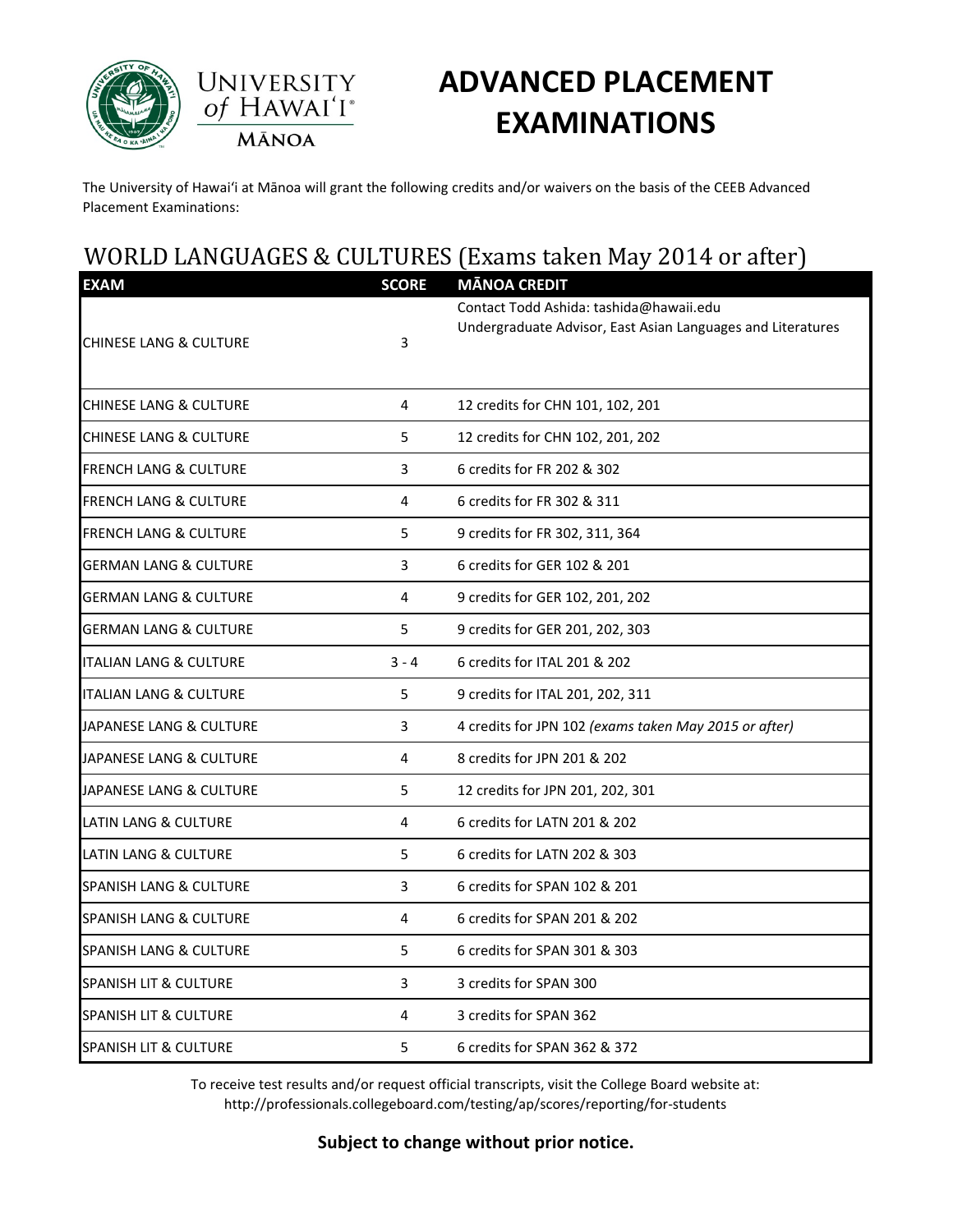# ADVANCED PLACEMENT EXAMINATIONS

The University of Hawaiʻi at Mānoa will grant the following credits and/or waivers on the basis of the CEEB Advanced Placement Examinations:

## WORLD LANGUAGES & CULTURES (Exams taken May 2014 or after)

| EXAM | SCORE | MĀNOA CREDIT |
|---|---|---|
| CHINESE LANG & CULTURE | 3 | Contact Todd Ashida: tashida@hawaii.edu<br>Undergraduate Advisor, East Asian Languages and Literatures |
| CHINESE LANG & CULTURE | 4 | 12 credits for CHN 101, 102, 201 |
| CHINESE LANG & CULTURE | 5 | 12 credits for CHN 102, 201, 202 |
| FRENCH LANG & CULTURE | 3 | 6 credits for FR 202 & 302 |
| FRENCH LANG & CULTURE | 4 | 6 credits for FR 302 & 311 |
| FRENCH LANG & CULTURE | 5 | 9 credits for FR 302, 311, 364 |
| GERMAN LANG & CULTURE | 3 | 6 credits for GER 102 & 201 |
| GERMAN LANG & CULTURE | 4 | 9 credits for GER 102, 201, 202 |
| GERMAN LANG & CULTURE | 5 | 9 credits for GER 201, 202, 303 |
| ITALIAN LANG & CULTURE | 3 - 4 | 6 credits for ITAL 201 & 202 |
| ITALIAN LANG & CULTURE | 5 | 9 credits for ITAL 201, 202, 311 |
| JAPANESE LANG & CULTURE | 3 | 4 credits for JPN 102 *(exams taken May 2015 or after)* |
| JAPANESE LANG & CULTURE | 4 | 8 credits for JPN 201 & 202 |
| JAPANESE LANG & CULTURE | 5 | 12 credits for JPN 201, 202, 301 |
| LATIN LANG & CULTURE | 4 | 6 credits for LATN 201 & 202 |
| LATIN LANG & CULTURE | 5 | 6 credits for LATN 202 & 303 |
| SPANISH LANG & CULTURE | 3 | 6 credits for SPAN 102 & 201 |
| SPANISH LANG & CULTURE | 4 | 6 credits for SPAN 201 & 202 |
| SPANISH LANG & CULTURE | 5 | 6 credits for SPAN 301 & 303 |
| SPANISH LIT & CULTURE | 3 | 3 credits for SPAN 300 |
| SPANISH LIT & CULTURE | 4 | 3 credits for SPAN 362 |
| SPANISH LIT & CULTURE | 5 | 6 credits for SPAN 362 & 372 |

To receive test results and/or request official transcripts, visit the College Board website at: http://professionals.collegeboard.com/testing/ap/scores/reporting/for-students

**Subject to change without prior notice.**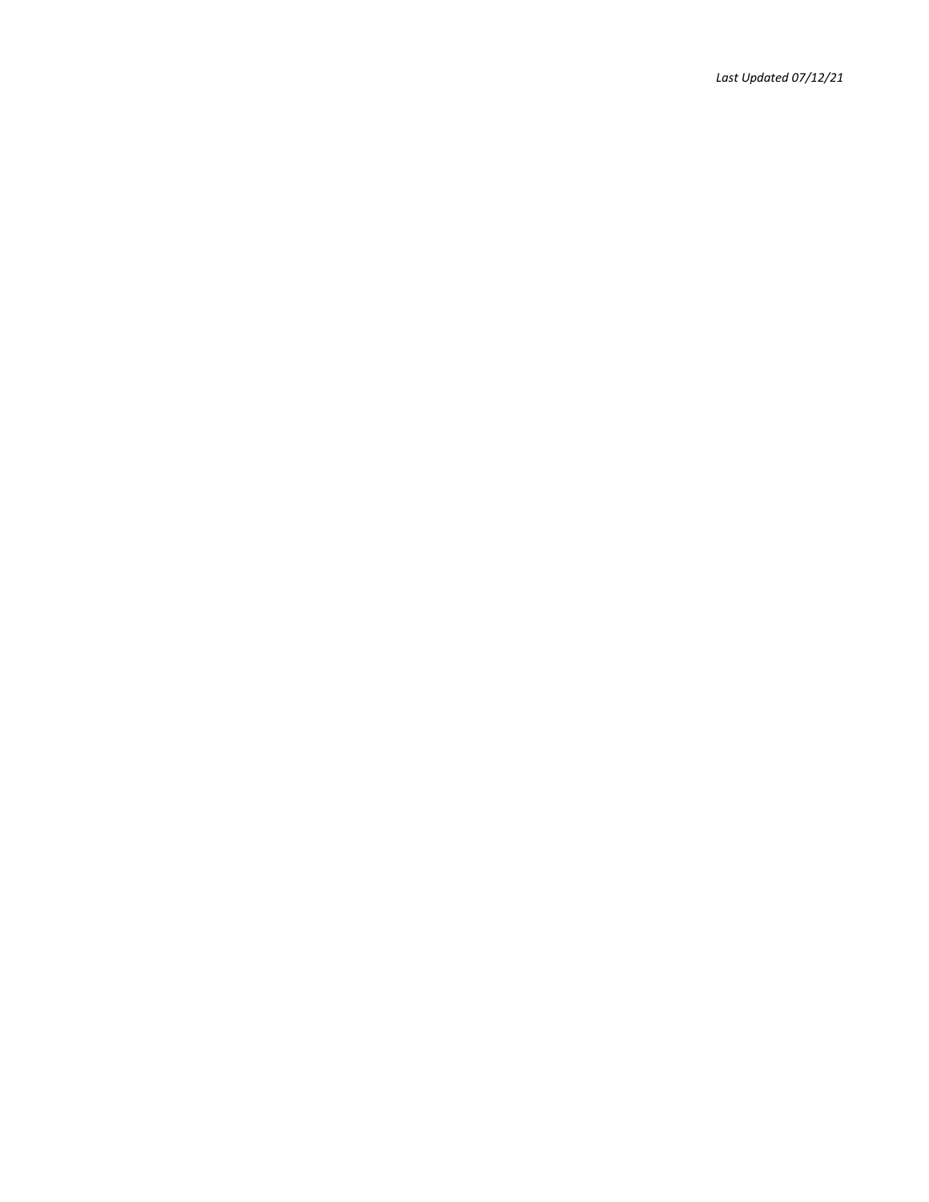*Last Updated 07/12/21*